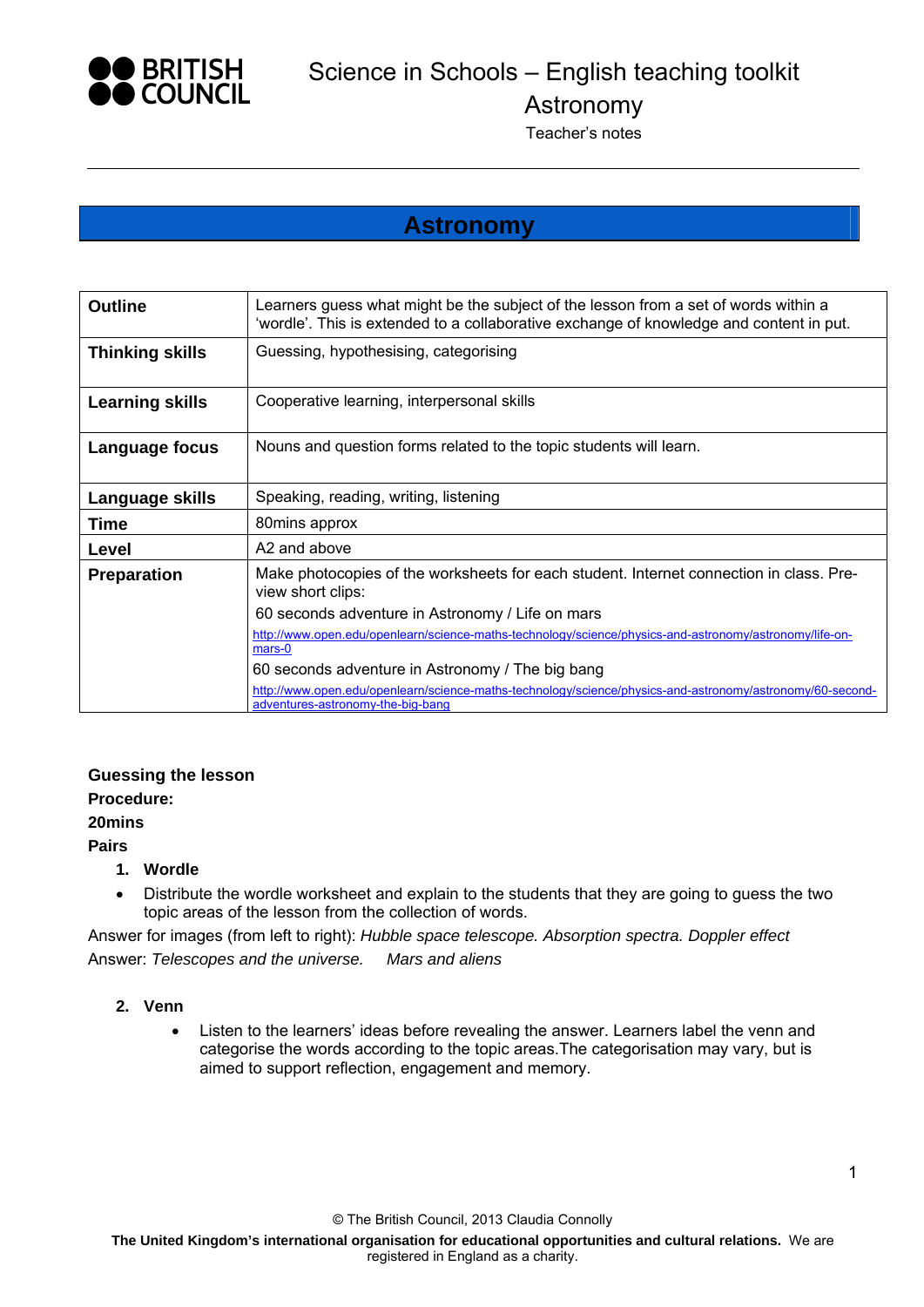# Science in Schools – English teaching toolkit

## Astronomy

Teacher's notes

## Astronomy

| Outline | Learners guess what might be the subject of the lesson from a set of words within a 'wordle'. This is extended to a collaborative exchange of knowledge and content in put. |
|---|---|
| Thinking skills | Guessing, hypothesising, categorising |
| Learning skills | Cooperative learning, interpersonal skills |
| Language focus | Nouns and question forms related to the topic students will learn. |
| Language skills | Speaking, reading, writing, listening |
| Time | 80mins approx |
| Level | A2 and above |
| Preparation | Make photocopies of the worksheets for each student. Internet connection in class. Pre-view short clips: 60 seconds adventure in Astronomy / Life on mars http://www.open.edu/openlearn/science-maths-technology/science/physics-and-astronomy/astronomy/life-on-mars-0 60 seconds adventure in Astronomy / The big bang http://www.open.edu/openlearn/science-maths-technology/science/physics-and-astronomy/astronomy/60-second-adventures-astronomy-the-big-bang |

**Guessing the lesson**

**Procedure:**

**20mins**

**Pairs**

1. **Wordle**

- Distribute the wordle worksheet and explain to the students that they are going to guess the two topic areas of the lesson from the collection of words.

Answer for images (from left to right): *Hubble space telescope. Absorption spectra. Doppler effect*

Answer: *Telescopes and the universe.* *Mars and aliens*

2. **Venn**

- Listen to the learners' ideas before revealing the answer. Learners label the venn and categorise the words according to the topic areas.The categorisation may vary, but is aimed to support reflection, engagement and memory.

© The British Council, 2013 Claudia Connolly

**The United Kingdom's international organisation for educational opportunities and cultural relations.** We are registered in England as a charity.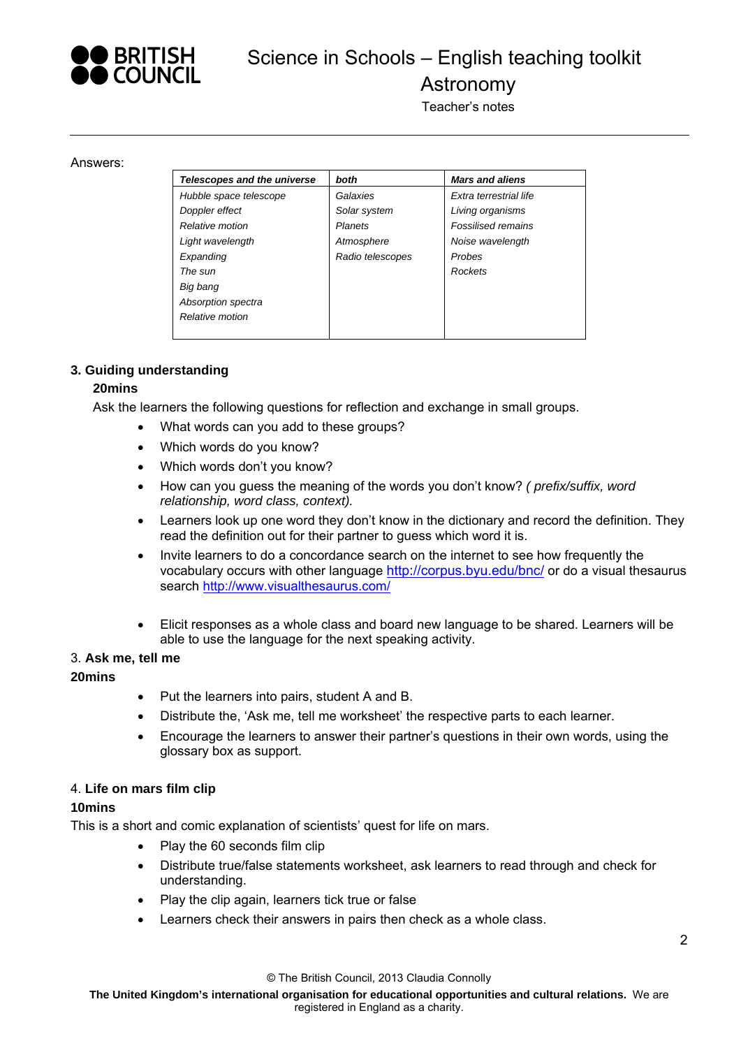Answers:

| *Telescopes and the universe* | *both* | *Mars and aliens* |
|---|---|---|
| *Hubble space telescope* | *Galaxies* | *Extra terrestrial life* |
| *Doppler effect* | *Solar system* | *Living organisms* |
| *Relative motion* | *Planets* | *Fossilised remains* |
| *Light wavelength* | *Atmosphere* | *Noise wavelength* |
| *Expanding* | *Radio telescopes* | *Probes* |
| *The sun* | | *Rockets* |
| *Big bang* | | |
| *Absorption spectra* | | |
| *Relative motion* | | |

### 3. Guiding understanding

**20mins**

Ask the learners the following questions for reflection and exchange in small groups.

- What words can you add to these groups?
- Which words do you know?
- Which words don't you know?
- How can you guess the meaning of the words you don't know? *( prefix/suffix, word relationship, word class, context).*
- Learners look up one word they don't know in the dictionary and record the definition. They read the definition out for their partner to guess which word it is.
- Invite learners to do a concordance search on the internet to see how frequently the vocabulary occurs with other language http://corpus.byu.edu/bnc/ or do a visual thesaurus search http://www.visualthesaurus.com/
- Elicit responses as a whole class and board new language to be shared. Learners will be able to use the language for the next speaking activity.

### 3. Ask me, tell me

**20mins**

- Put the learners into pairs, student A and B.
- Distribute the, 'Ask me, tell me worksheet' the respective parts to each learner.
- Encourage the learners to answer their partner's questions in their own words, using the glossary box as support.

### 4. Life on mars film clip

**10mins**

This is a short and comic explanation of scientists' quest for life on mars.

- Play the 60 seconds film clip
- Distribute true/false statements worksheet, ask learners to read through and check for understanding.
- Play the clip again, learners tick true or false
- Learners check their answers in pairs then check as a whole class.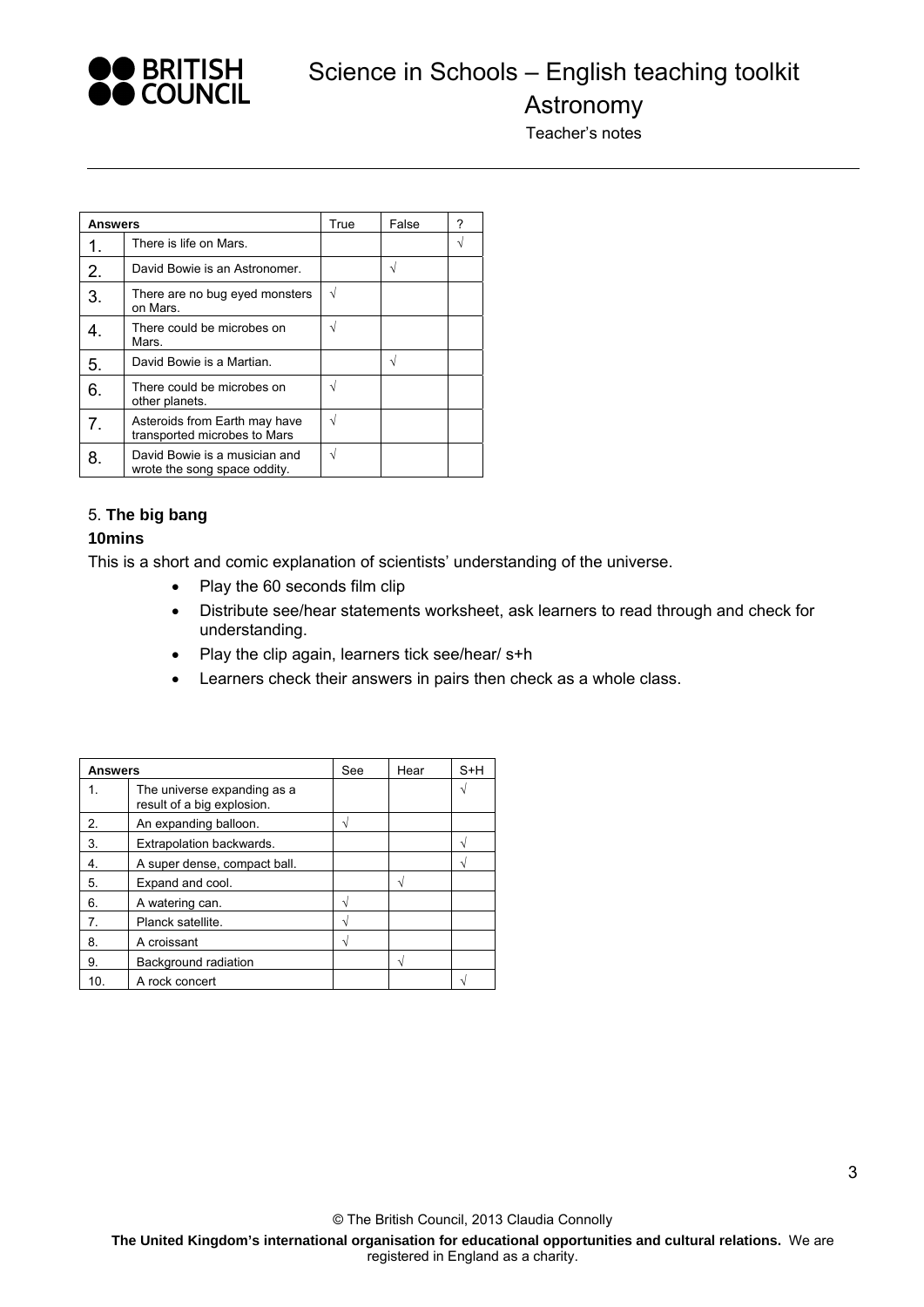| Answers | | True | False | ? |
|---|---|---|---|---|
| 1. | There is life on Mars. | | | √ |
| 2. | David Bowie is an Astronomer. | | √ | |
| 3. | There are no bug eyed monsters on Mars. | √ | | |
| 4. | There could be microbes on Mars. | √ | | |
| 5. | David Bowie is a Martian. | | √ | |
| 6. | There could be microbes on other planets. | √ | | |
| 7. | Asteroids from Earth may have transported microbes to Mars | √ | | |
| 8. | David Bowie is a musician and wrote the song space oddity. | √ | | |

5. **The big bang**

**10mins**

This is a short and comic explanation of scientists' understanding of the universe.

- Play the 60 seconds film clip
- Distribute see/hear statements worksheet, ask learners to read through and check for understanding.
- Play the clip again, learners tick see/hear/ s+h
- Learners check their answers in pairs then check as a whole class.

| Answers | | See | Hear | S+H |
|---|---|---|---|---|
| 1. | The universe expanding as a result of a big explosion. | | | √ |
| 2. | An expanding balloon. | √ | | |
| 3. | Extrapolation backwards. | | | √ |
| 4. | A super dense, compact ball. | | | √ |
| 5. | Expand and cool. | | √ | |
| 6. | A watering can. | √ | | |
| 7. | Planck satellite. | √ | | |
| 8. | A croissant | √ | | |
| 9. | Background radiation | | √ | |
| 10. | A rock concert | | | √ |